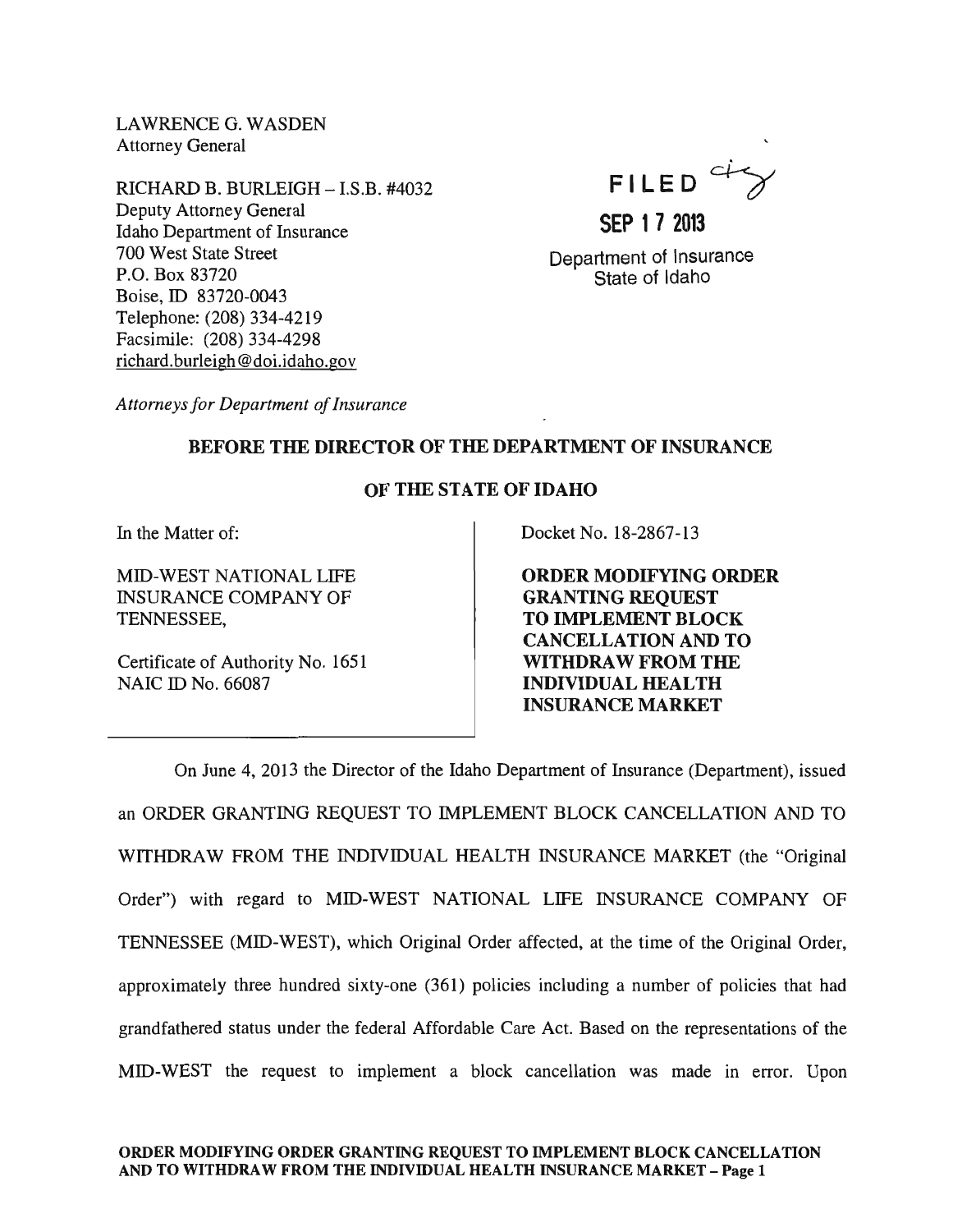LAWRENCE G. WASDEN
Attorney General

RICHARD B. BURLEIGH – I.S.B. #4032
Deputy Attorney General
Idaho Department of Insurance
700 West State Street
P.O. Box 83720
Boise, ID 83720-0043
Telephone: (208) 334-4219
Facsimile: (208) 334-4298
richard.burleigh@doi.idaho.gov

*Attorneys for Department of Insurance*

FILED
SEP 17 2013
Department of Insurance
State of Idaho

**BEFORE THE DIRECTOR OF THE DEPARTMENT OF INSURANCE**

**OF THE STATE OF IDAHO**

In the Matter of:

MID-WEST NATIONAL LIFE INSURANCE COMPANY OF TENNESSEE,

Certificate of Authority No. 1651
NAIC ID No. 66087

Docket No. 18-2867-13

**ORDER MODIFYING ORDER GRANTING REQUEST TO IMPLEMENT BLOCK CANCELLATION AND TO WITHDRAW FROM THE INDIVIDUAL HEALTH INSURANCE MARKET**

On June 4, 2013 the Director of the Idaho Department of Insurance (Department), issued an ORDER GRANTING REQUEST TO IMPLEMENT BLOCK CANCELLATION AND TO WITHDRAW FROM THE INDIVIDUAL HEALTH INSURANCE MARKET (the "Original Order") with regard to MID-WEST NATIONAL LIFE INSURANCE COMPANY OF TENNESSEE (MID-WEST), which Original Order affected, at the time of the Original Order, approximately three hundred sixty-one (361) policies including a number of policies that had grandfathered status under the federal Affordable Care Act. Based on the representations of the MID-WEST the request to implement a block cancellation was made in error. Upon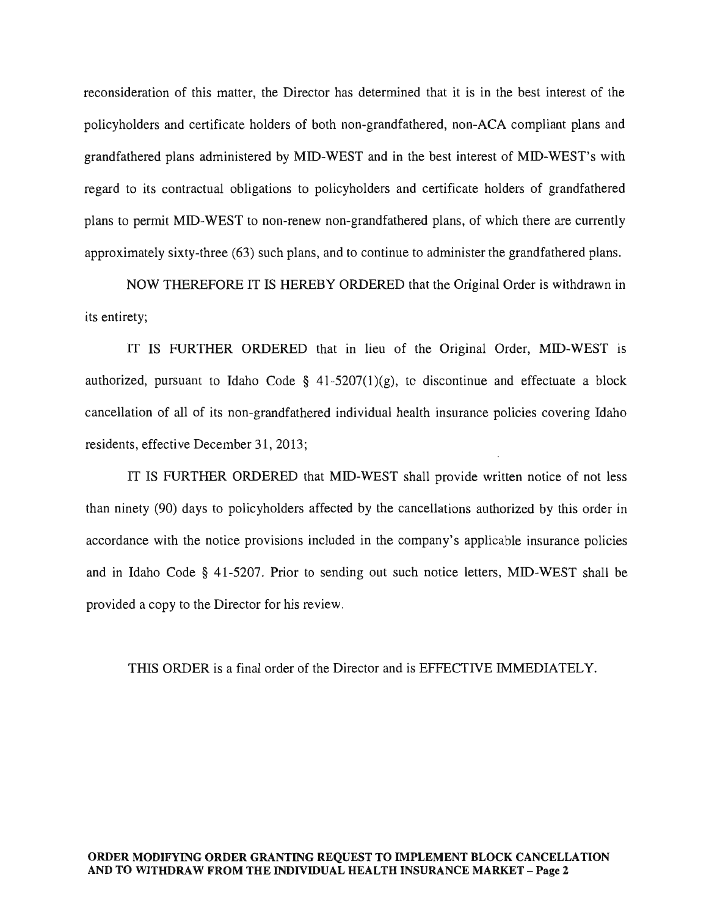reconsideration of this matter, the Director has determined that it is in the best interest of the policyholders and certificate holders of both non-grandfathered, non-ACA compliant plans and grandfathered plans administered by MID-WEST and in the best interest of MID-WEST's with regard to its contractual obligations to policyholders and certificate holders of grandfathered plans to permit MID-WEST to non-renew non-grandfathered plans, of which there are currently approximately sixty-three (63) such plans, and to continue to administer the grandfathered plans.

NOW THEREFORE IT IS HEREBY ORDERED that the Original Order is withdrawn in its entirety;

IT IS FURTHER ORDERED that in lieu of the Original Order, MID-WEST is authorized, pursuant to Idaho Code § 41-5207(1)(g), to discontinue and effectuate a block cancellation of all of its non-grandfathered individual health insurance policies covering Idaho residents, effective December 31, 2013;

IT IS FURTHER ORDERED that MID-WEST shall provide written notice of not less than ninety (90) days to policyholders affected by the cancellations authorized by this order in accordance with the notice provisions included in the company's applicable insurance policies and in Idaho Code § 41-5207. Prior to sending out such notice letters, MID-WEST shall be provided a copy to the Director for his review.

THIS ORDER is a final order of the Director and is EFFECTIVE IMMEDIATELY.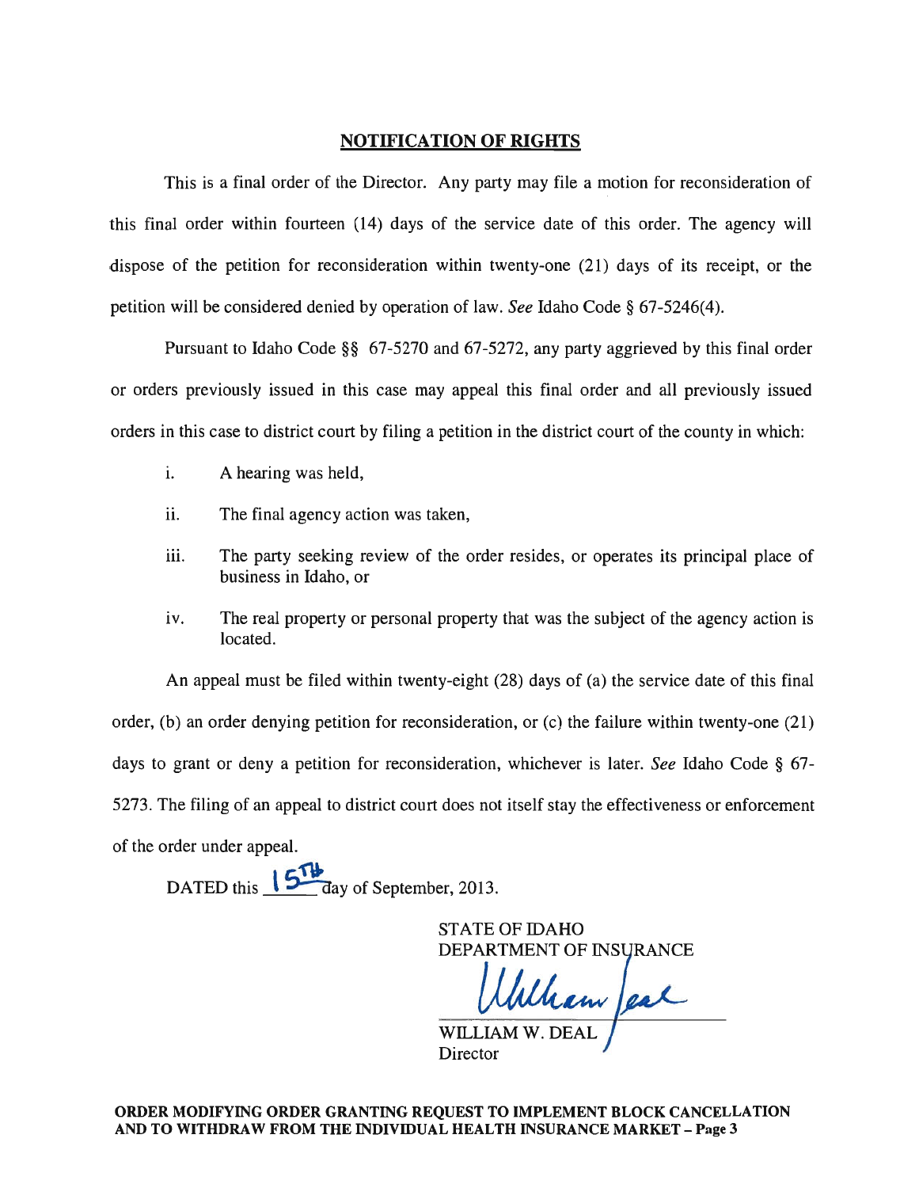## NOTIFICATION OF RIGHTS

This is a final order of the Director. Any party may file a motion for reconsideration of this final order within fourteen (14) days of the service date of this order. The agency will dispose of the petition for reconsideration within twenty-one (21) days of its receipt, or the petition will be considered denied by operation of law. *See* Idaho Code § 67-5246(4).

Pursuant to Idaho Code §§ 67-5270 and 67-5272, any party aggrieved by this final order or orders previously issued in this case may appeal this final order and all previously issued orders in this case to district court by filing a petition in the district court of the county in which:

i. A hearing was held,

ii. The final agency action was taken,

iii. The party seeking review of the order resides, or operates its principal place of business in Idaho, or

iv. The real property or personal property that was the subject of the agency action is located.

An appeal must be filed within twenty-eight (28) days of (a) the service date of this final order, (b) an order denying petition for reconsideration, or (c) the failure within twenty-one (21) days to grant or deny a petition for reconsideration, whichever is later. *See* Idaho Code § 67-5273. The filing of an appeal to district court does not itself stay the effectiveness or enforcement of the order under appeal.

DATED this 15th day of September, 2013.

STATE OF IDAHO
DEPARTMENT OF INSURANCE

William Deal

WILLIAM W. DEAL
Director

**ORDER MODIFYING ORDER GRANTING REQUEST TO IMPLEMENT BLOCK CANCELLATION AND TO WITHDRAW FROM THE INDIVIDUAL HEALTH INSURANCE MARKET – Page 3**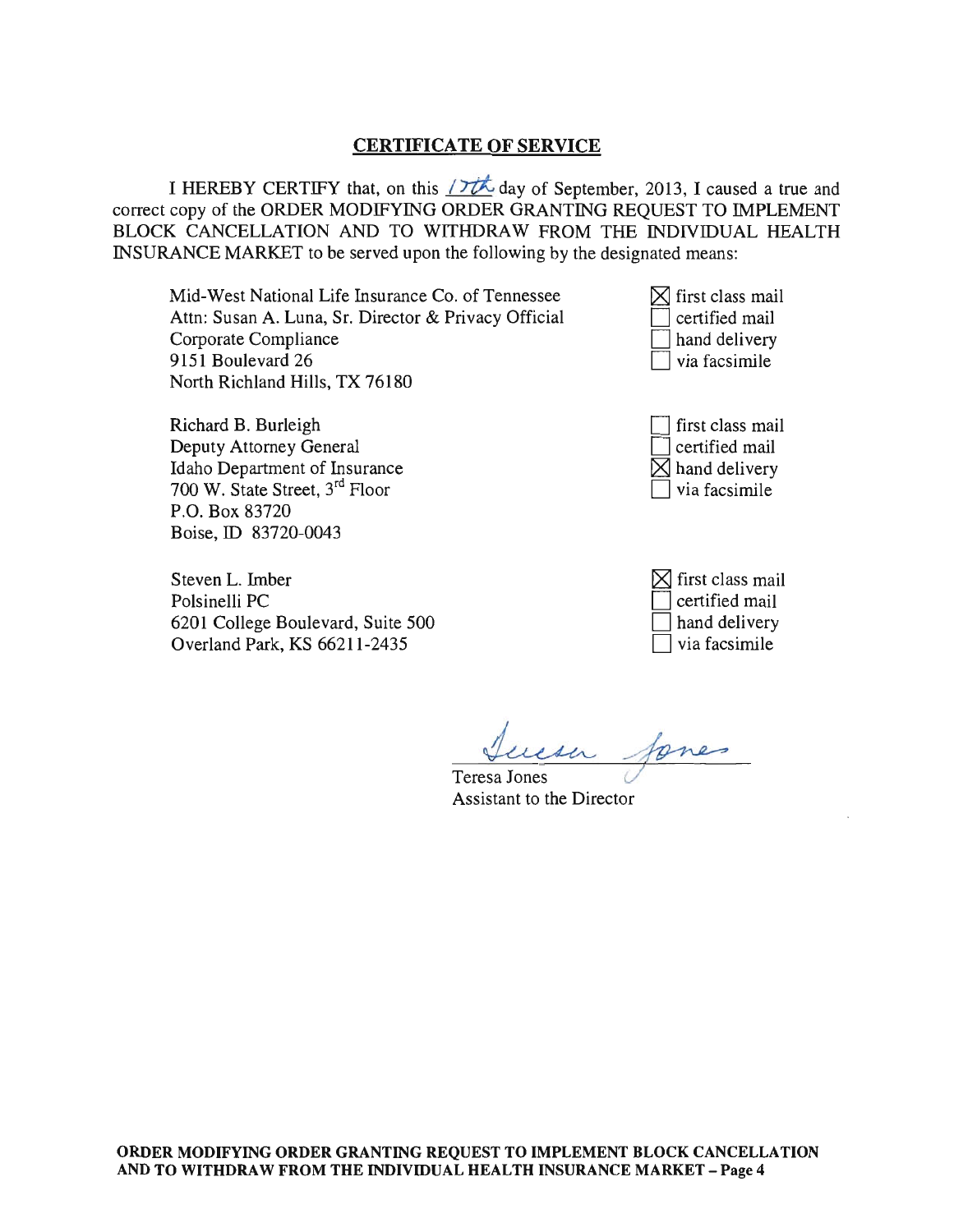## CERTIFICATE OF SERVICE

I HEREBY CERTIFY that, on this 17th day of September, 2013, I caused a true and correct copy of the ORDER MODIFYING ORDER GRANTING REQUEST TO IMPLEMENT BLOCK CANCELLATION AND TO WITHDRAW FROM THE INDIVIDUAL HEALTH INSURANCE MARKET to be served upon the following by the designated means:

| | |
|---|---|
| Mid-West National Life Insurance Co. of Tennessee<br>Attn: Susan A. Luna, Sr. Director & Privacy Official<br>Corporate Compliance<br>9151 Boulevard 26<br>North Richland Hills, TX 76180 | ☒ first class mail<br>☐ certified mail<br>☐ hand delivery<br>☐ via facsimile |
| Richard B. Burleigh<br>Deputy Attorney General<br>Idaho Department of Insurance<br>700 W. State Street, 3rd Floor<br>P.O. Box 83720<br>Boise, ID 83720-0043 | ☐ first class mail<br>☐ certified mail<br>☒ hand delivery<br>☐ via facsimile |
| Steven L. Imber<br>Polsinelli PC<br>6201 College Boulevard, Suite 500<br>Overland Park, KS 66211-2435 | ☒ first class mail<br>☐ certified mail<br>☐ hand delivery<br>☐ via facsimile |

Teresa Jones
Teresa Jones
Assistant to the Director

**ORDER MODIFYING ORDER GRANTING REQUEST TO IMPLEMENT BLOCK CANCELLATION AND TO WITHDRAW FROM THE INDIVIDUAL HEALTH INSURANCE MARKET – Page 4**